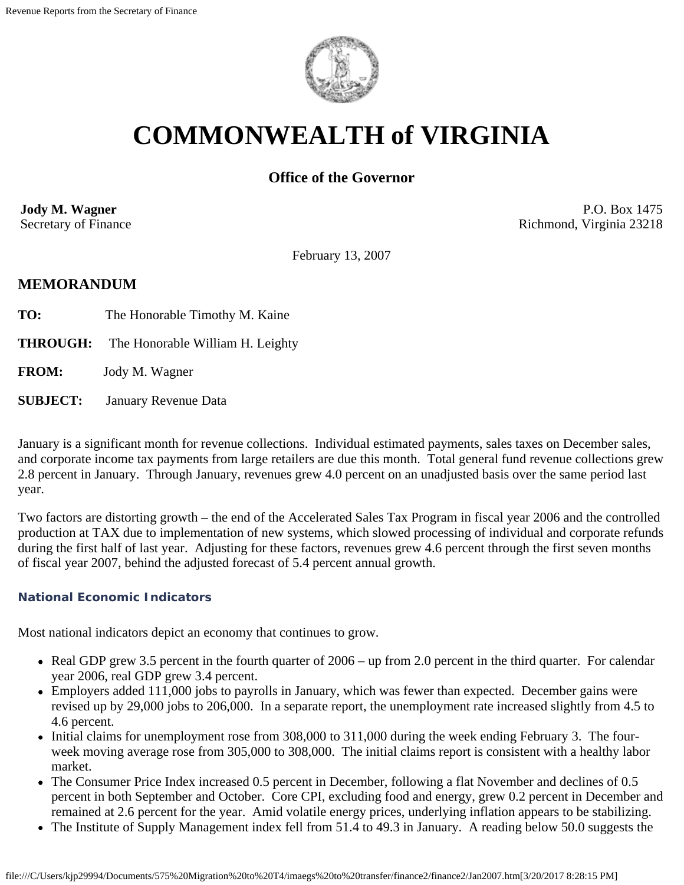# COMMONWEALTH of VIRGINIA

### Office of the Governor

**Jody M. Wagner**
Secretary of Finance

P.O. Box 1475
Richmond, Virginia 23218

February 13, 2007

## MEMORANDUM

**TO:** The Honorable Timothy M. Kaine

**THROUGH:** The Honorable William H. Leighty

**FROM:** Jody M. Wagner

**SUBJECT:** January Revenue Data

January is a significant month for revenue collections. Individual estimated payments, sales taxes on December sales, and corporate income tax payments from large retailers are due this month. Total general fund revenue collections grew 2.8 percent in January. Through January, revenues grew 4.0 percent on an unadjusted basis over the same period last year.

Two factors are distorting growth – the end of the Accelerated Sales Tax Program in fiscal year 2006 and the controlled production at TAX due to implementation of new systems, which slowed processing of individual and corporate refunds during the first half of last year. Adjusting for these factors, revenues grew 4.6 percent through the first seven months of fiscal year 2007, behind the adjusted forecast of 5.4 percent annual growth.

#### National Economic Indicators

Most national indicators depict an economy that continues to grow.

- Real GDP grew 3.5 percent in the fourth quarter of 2006 – up from 2.0 percent in the third quarter. For calendar year 2006, real GDP grew 3.4 percent.
- Employers added 111,000 jobs to payrolls in January, which was fewer than expected. December gains were revised up by 29,000 jobs to 206,000. In a separate report, the unemployment rate increased slightly from 4.5 to 4.6 percent.
- Initial claims for unemployment rose from 308,000 to 311,000 during the week ending February 3. The four-week moving average rose from 305,000 to 308,000. The initial claims report is consistent with a healthy labor market.
- The Consumer Price Index increased 0.5 percent in December, following a flat November and declines of 0.5 percent in both September and October. Core CPI, excluding food and energy, grew 0.2 percent in December and remained at 2.6 percent for the year. Amid volatile energy prices, underlying inflation appears to be stabilizing.
- The Institute of Supply Management index fell from 51.4 to 49.3 in January. A reading below 50.0 suggests the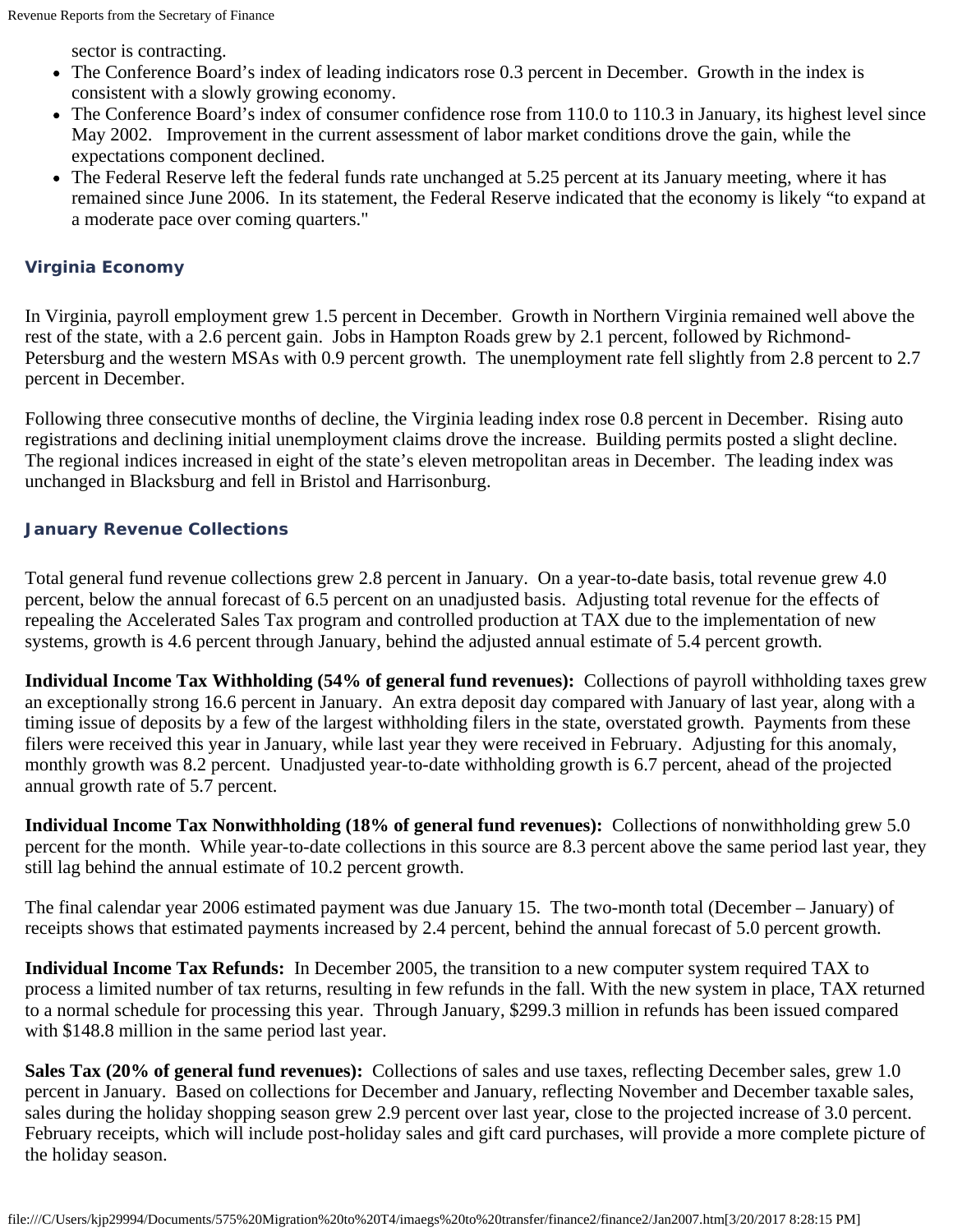sector is contracting.

- The Conference Board's index of leading indicators rose 0.3 percent in December. Growth in the index is consistent with a slowly growing economy.
- The Conference Board's index of consumer confidence rose from 110.0 to 110.3 in January, its highest level since May 2002. Improvement in the current assessment of labor market conditions drove the gain, while the expectations component declined.
- The Federal Reserve left the federal funds rate unchanged at 5.25 percent at its January meeting, where it has remained since June 2006. In its statement, the Federal Reserve indicated that the economy is likely "to expand at a moderate pace over coming quarters."

### Virginia Economy

In Virginia, payroll employment grew 1.5 percent in December. Growth in Northern Virginia remained well above the rest of the state, with a 2.6 percent gain. Jobs in Hampton Roads grew by 2.1 percent, followed by Richmond-Petersburg and the western MSAs with 0.9 percent growth. The unemployment rate fell slightly from 2.8 percent to 2.7 percent in December.

Following three consecutive months of decline, the Virginia leading index rose 0.8 percent in December. Rising auto registrations and declining initial unemployment claims drove the increase. Building permits posted a slight decline. The regional indices increased in eight of the state's eleven metropolitan areas in December. The leading index was unchanged in Blacksburg and fell in Bristol and Harrisonburg.

### January Revenue Collections

Total general fund revenue collections grew 2.8 percent in January. On a year-to-date basis, total revenue grew 4.0 percent, below the annual forecast of 6.5 percent on an unadjusted basis. Adjusting total revenue for the effects of repealing the Accelerated Sales Tax program and controlled production at TAX due to the implementation of new systems, growth is 4.6 percent through January, behind the adjusted annual estimate of 5.4 percent growth.

**Individual Income Tax Withholding (54% of general fund revenues):** Collections of payroll withholding taxes grew an exceptionally strong 16.6 percent in January. An extra deposit day compared with January of last year, along with a timing issue of deposits by a few of the largest withholding filers in the state, overstated growth. Payments from these filers were received this year in January, while last year they were received in February. Adjusting for this anomaly, monthly growth was 8.2 percent. Unadjusted year-to-date withholding growth is 6.7 percent, ahead of the projected annual growth rate of 5.7 percent.

**Individual Income Tax Nonwithholding (18% of general fund revenues):** Collections of nonwithholding grew 5.0 percent for the month. While year-to-date collections in this source are 8.3 percent above the same period last year, they still lag behind the annual estimate of 10.2 percent growth.

The final calendar year 2006 estimated payment was due January 15. The two-month total (December – January) of receipts shows that estimated payments increased by 2.4 percent, behind the annual forecast of 5.0 percent growth.

**Individual Income Tax Refunds:** In December 2005, the transition to a new computer system required TAX to process a limited number of tax returns, resulting in few refunds in the fall. With the new system in place, TAX returned to a normal schedule for processing this year. Through January, $299.3 million in refunds has been issued compared with $148.8 million in the same period last year.

**Sales Tax (20% of general fund revenues):** Collections of sales and use taxes, reflecting December sales, grew 1.0 percent in January. Based on collections for December and January, reflecting November and December taxable sales, sales during the holiday shopping season grew 2.9 percent over last year, close to the projected increase of 3.0 percent. February receipts, which will include post-holiday sales and gift card purchases, will provide a more complete picture of the holiday season.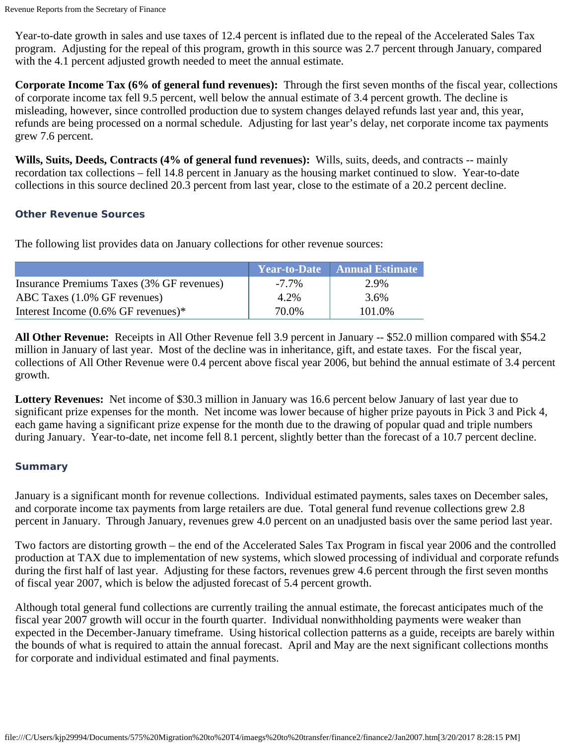Year-to-date growth in sales and use taxes of 12.4 percent is inflated due to the repeal of the Accelerated Sales Tax program. Adjusting for the repeal of this program, growth in this source was 2.7 percent through January, compared with the 4.1 percent adjusted growth needed to meet the annual estimate.

**Corporate Income Tax (6% of general fund revenues):** Through the first seven months of the fiscal year, collections of corporate income tax fell 9.5 percent, well below the annual estimate of 3.4 percent growth. The decline is misleading, however, since controlled production due to system changes delayed refunds last year and, this year, refunds are being processed on a normal schedule. Adjusting for last year's delay, net corporate income tax payments grew 7.6 percent.

**Wills, Suits, Deeds, Contracts (4% of general fund revenues):** Wills, suits, deeds, and contracts -- mainly recordation tax collections – fell 14.8 percent in January as the housing market continued to slow. Year-to-date collections in this source declined 20.3 percent from last year, close to the estimate of a 20.2 percent decline.

### Other Revenue Sources

The following list provides data on January collections for other revenue sources:

| | Year-to-Date | Annual Estimate |
|---|---|---|
| Insurance Premiums Taxes (3% GF revenues) | -7.7% | 2.9% |
| ABC Taxes (1.0% GF revenues) | 4.2% | 3.6% |
| Interest Income (0.6% GF revenues)* | 70.0% | 101.0% |

**All Other Revenue:** Receipts in All Other Revenue fell 3.9 percent in January -- $52.0 million compared with $54.2 million in January of last year. Most of the decline was in inheritance, gift, and estate taxes. For the fiscal year, collections of All Other Revenue were 0.4 percent above fiscal year 2006, but behind the annual estimate of 3.4 percent growth.

**Lottery Revenues:** Net income of $30.3 million in January was 16.6 percent below January of last year due to significant prize expenses for the month. Net income was lower because of higher prize payouts in Pick 3 and Pick 4, each game having a significant prize expense for the month due to the drawing of popular quad and triple numbers during January. Year-to-date, net income fell 8.1 percent, slightly better than the forecast of a 10.7 percent decline.

### Summary

January is a significant month for revenue collections. Individual estimated payments, sales taxes on December sales, and corporate income tax payments from large retailers are due. Total general fund revenue collections grew 2.8 percent in January. Through January, revenues grew 4.0 percent on an unadjusted basis over the same period last year.

Two factors are distorting growth – the end of the Accelerated Sales Tax Program in fiscal year 2006 and the controlled production at TAX due to implementation of new systems, which slowed processing of individual and corporate refunds during the first half of last year. Adjusting for these factors, revenues grew 4.6 percent through the first seven months of fiscal year 2007, which is below the adjusted forecast of 5.4 percent growth.

Although total general fund collections are currently trailing the annual estimate, the forecast anticipates much of the fiscal year 2007 growth will occur in the fourth quarter. Individual nonwithholding payments were weaker than expected in the December-January timeframe. Using historical collection patterns as a guide, receipts are barely within the bounds of what is required to attain the annual forecast. April and May are the next significant collections months for corporate and individual estimated and final payments.